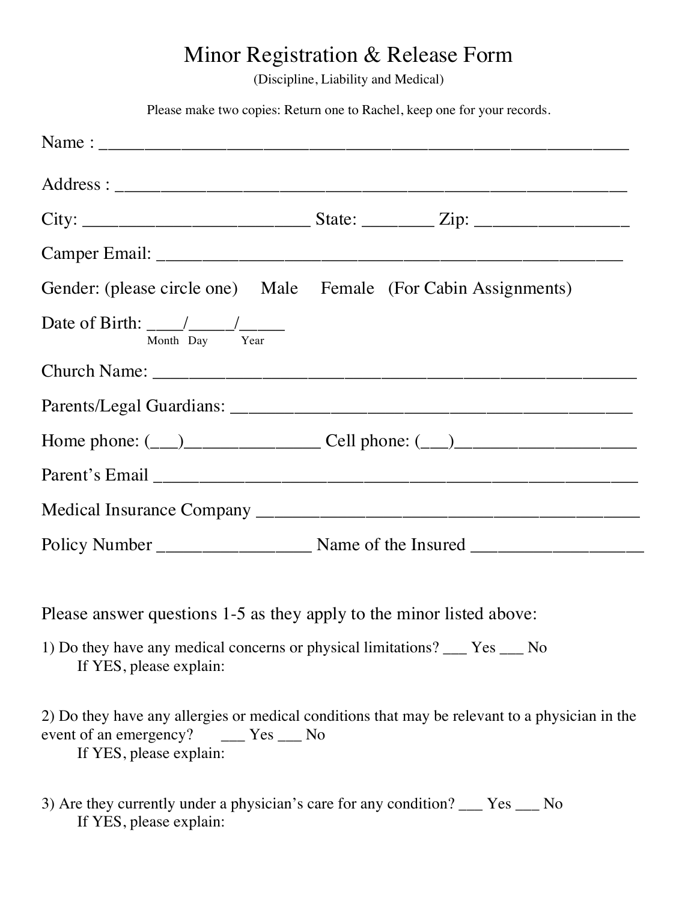# Minor Registration & Release Form

(Discipline, Liability and Medical)

Please make two copies: Return one to Rachel, keep one for your records.

Name : ____________________________________________________________

Address : __________________________________________________________

City: _________________________ State: ________ Zip: _________________

Camper Email: ____________________________________________________

Gender: (please circle one) Male Female (For Cabin Assignments)

Date of Birth: ____/_____/_____
Month Day Year

Church Name: _____________________________________________________

Parents/Legal Guardians: ____________________________________________

Home phone: (___)_______________ Cell phone: (___)____________________

Parent's Email _____________________________________________________

Medical Insurance Company __________________________________________

Policy Number _________________ Name of the Insured ___________________

Please answer questions 1-5 as they apply to the minor listed above:

1) Do they have any medical concerns or physical limitations? ___ Yes ___ No
If YES, please explain:

2) Do they have any allergies or medical conditions that may be relevant to a physician in the event of an emergency? ___ Yes ___ No
If YES, please explain:

3) Are they currently under a physician's care for any condition? ___ Yes ___ No
If YES, please explain: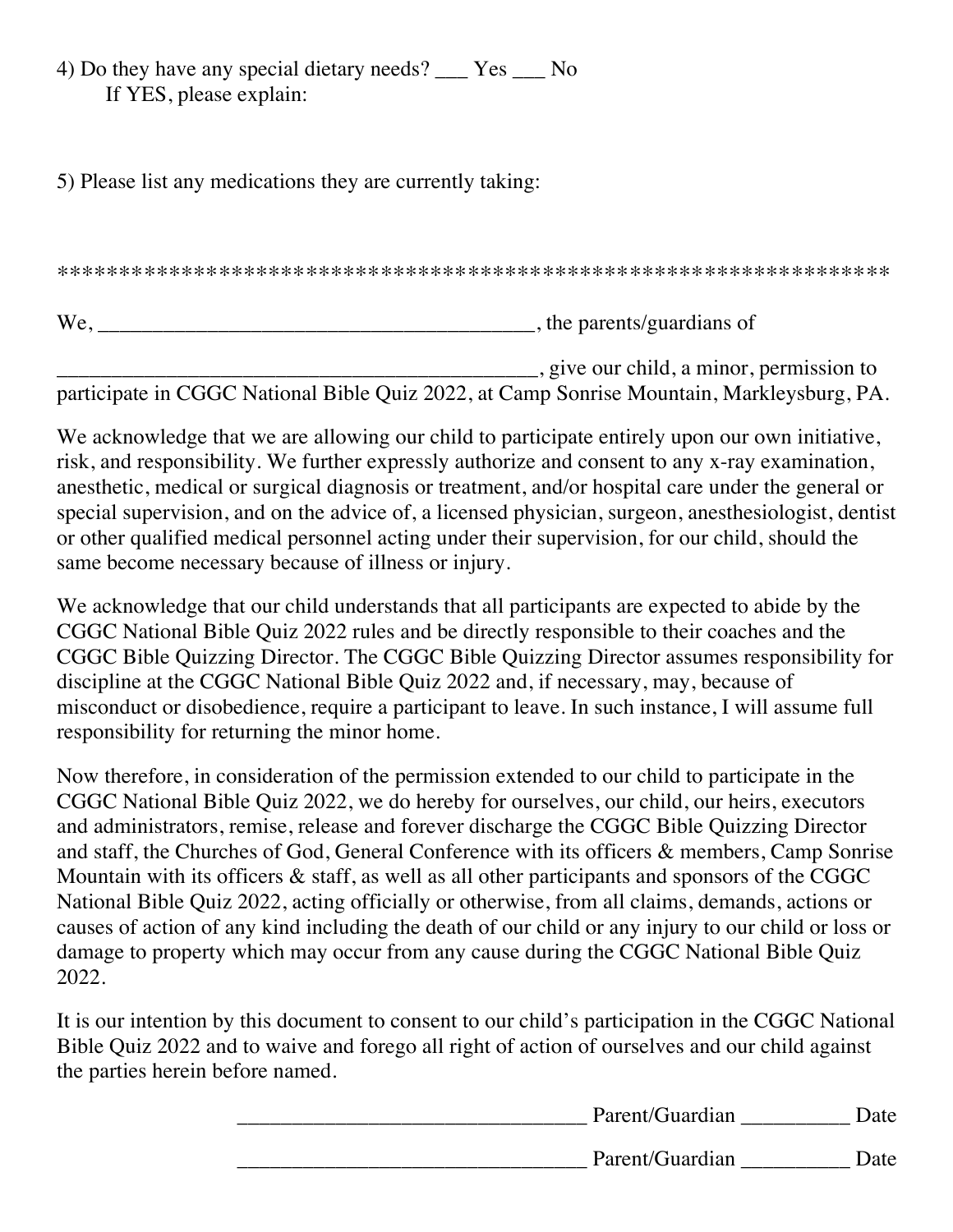4) Do they have any special dietary needs? ___ Yes ___ No

If YES, please explain:

5) Please list any medications they are currently taking:

******************************************************************

We, ________________________________________, the parents/guardians of

_____________________________________________, give our child, a minor, permission to participate in CGGC National Bible Quiz 2022, at Camp Sonrise Mountain, Markleysburg, PA.

We acknowledge that we are allowing our child to participate entirely upon our own initiative, risk, and responsibility. We further expressly authorize and consent to any x-ray examination, anesthetic, medical or surgical diagnosis or treatment, and/or hospital care under the general or special supervision, and on the advice of, a licensed physician, surgeon, anesthesiologist, dentist or other qualified medical personnel acting under their supervision, for our child, should the same become necessary because of illness or injury.

We acknowledge that our child understands that all participants are expected to abide by the CGGC National Bible Quiz 2022 rules and be directly responsible to their coaches and the CGGC Bible Quizzing Director. The CGGC Bible Quizzing Director assumes responsibility for discipline at the CGGC National Bible Quiz 2022 and, if necessary, may, because of misconduct or disobedience, require a participant to leave. In such instance, I will assume full responsibility for returning the minor home.

Now therefore, in consideration of the permission extended to our child to participate in the CGGC National Bible Quiz 2022, we do hereby for ourselves, our child, our heirs, executors and administrators, remise, release and forever discharge the CGGC Bible Quizzing Director and staff, the Churches of God, General Conference with its officers & members, Camp Sonrise Mountain with its officers & staff, as well as all other participants and sponsors of the CGGC National Bible Quiz 2022, acting officially or otherwise, from all claims, demands, actions or causes of action of any kind including the death of our child or any injury to our child or loss or damage to property which may occur from any cause during the CGGC National Bible Quiz 2022.

It is our intention by this document to consent to our child's participation in the CGGC National Bible Quiz 2022 and to waive and forego all right of action of ourselves and our child against the parties herein before named.

________________________________ Parent/Guardian __________ Date

________________________________ Parent/Guardian __________ Date